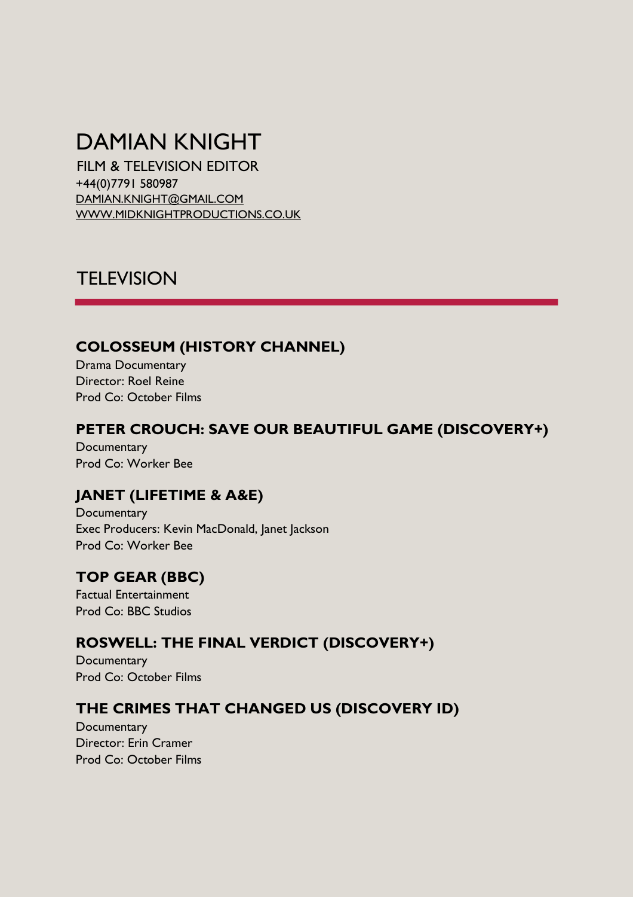# DAMIAN KNIGHT

FILM & TELEVISION EDITOR
+44(0)7791 580987
DAMIAN.KNIGHT@GMAIL.COM
WWW.MIDKNIGHTPRODUCTIONS.CO.UK

## TELEVISION

### COLOSSEUM (HISTORY CHANNEL)

Drama Documentary
Director: Roel Reine
Prod Co: October Films

### PETER CROUCH: SAVE OUR BEAUTIFUL GAME (DISCOVERY+)

Documentary
Prod Co: Worker Bee

### JANET (LIFETIME & A&E)

Documentary
Exec Producers: Kevin MacDonald, Janet Jackson
Prod Co: Worker Bee

### TOP GEAR (BBC)

Factual Entertainment
Prod Co: BBC Studios

### ROSWELL: THE FINAL VERDICT (DISCOVERY+)

Documentary
Prod Co: October Films

### THE CRIMES THAT CHANGED US (DISCOVERY ID)

Documentary
Director: Erin Cramer
Prod Co: October Films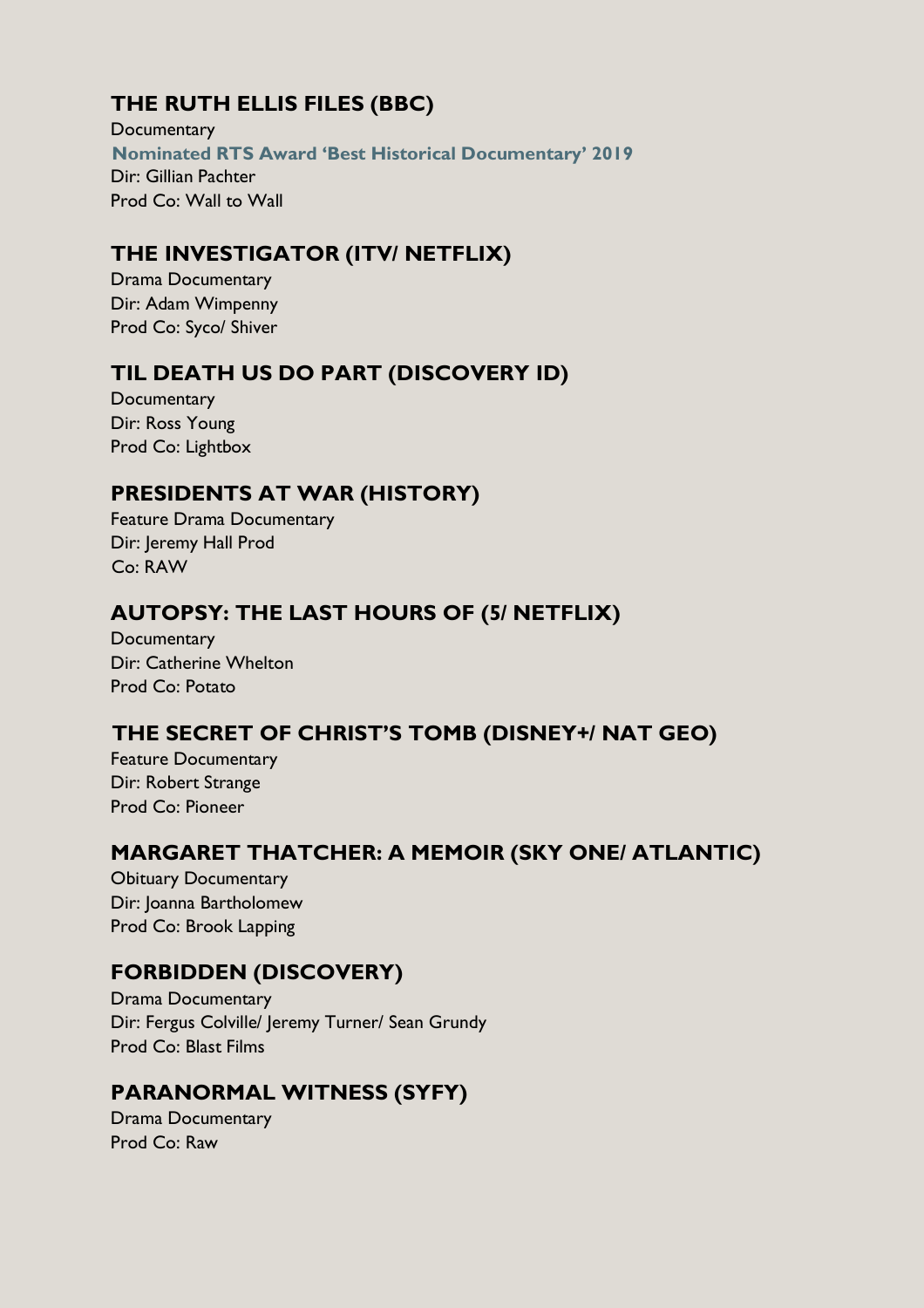## THE RUTH ELLIS FILES (BBC)

Documentary

**Nominated RTS Award 'Best Historical Documentary' 2019**

Dir: Gillian Pachter

Prod Co: Wall to Wall

## THE INVESTIGATOR (ITV/ NETFLIX)

Drama Documentary

Dir: Adam Wimpenny

Prod Co: Syco/ Shiver

## TIL DEATH US DO PART (DISCOVERY ID)

Documentary

Dir: Ross Young

Prod Co: Lightbox

## PRESIDENTS AT WAR (HISTORY)

Feature Drama Documentary

Dir: Jeremy Hall Prod

Co: RAW

## AUTOPSY: THE LAST HOURS OF (5/ NETFLIX)

Documentary

Dir: Catherine Whelton

Prod Co: Potato

## THE SECRET OF CHRIST'S TOMB (DISNEY+/ NAT GEO)

Feature Documentary

Dir: Robert Strange

Prod Co: Pioneer

## MARGARET THATCHER: A MEMOIR (SKY ONE/ ATLANTIC)

Obituary Documentary

Dir: Joanna Bartholomew

Prod Co: Brook Lapping

## FORBIDDEN (DISCOVERY)

Drama Documentary

Dir: Fergus Colville/ Jeremy Turner/ Sean Grundy

Prod Co: Blast Films

## PARANORMAL WITNESS (SYFY)

Drama Documentary

Prod Co: Raw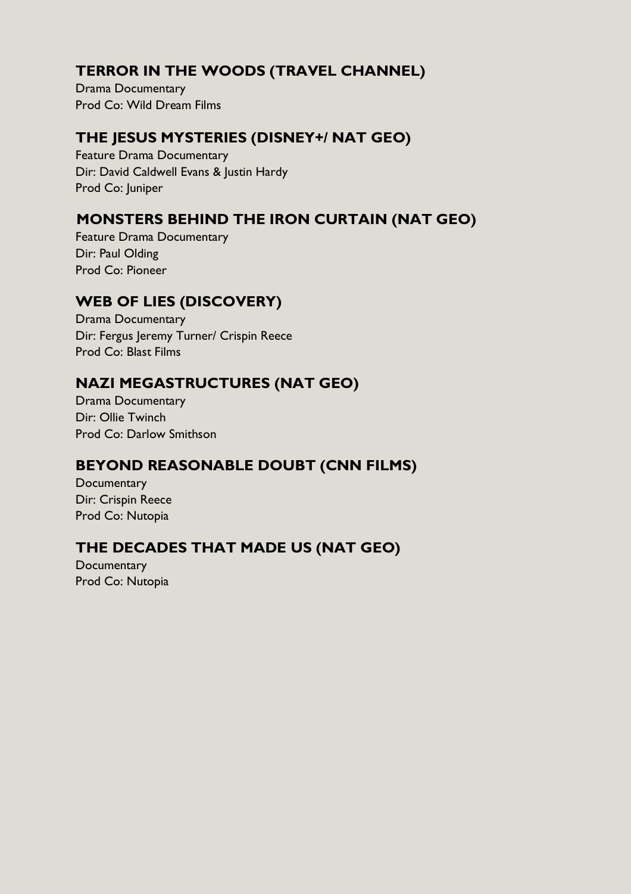### TERROR IN THE WOODS (TRAVEL CHANNEL)

Drama Documentary
Prod Co: Wild Dream Films

### THE JESUS MYSTERIES (DISNEY+/ NAT GEO)

Feature Drama Documentary
Dir: David Caldwell Evans & Justin Hardy
Prod Co: Juniper

### MONSTERS BEHIND THE IRON CURTAIN (NAT GEO)

Feature Drama Documentary
Dir: Paul Olding
Prod Co: Pioneer

### WEB OF LIES (DISCOVERY)

Drama Documentary
Dir: Fergus Jeremy Turner/ Crispin Reece
Prod Co: Blast Films

### NAZI MEGASTRUCTURES (NAT GEO)

Drama Documentary
Dir: Ollie Twinch
Prod Co: Darlow Smithson

### BEYOND REASONABLE DOUBT (CNN FILMS)

Documentary
Dir: Crispin Reece
Prod Co: Nutopia

### THE DECADES THAT MADE US (NAT GEO)

Documentary
Prod Co: Nutopia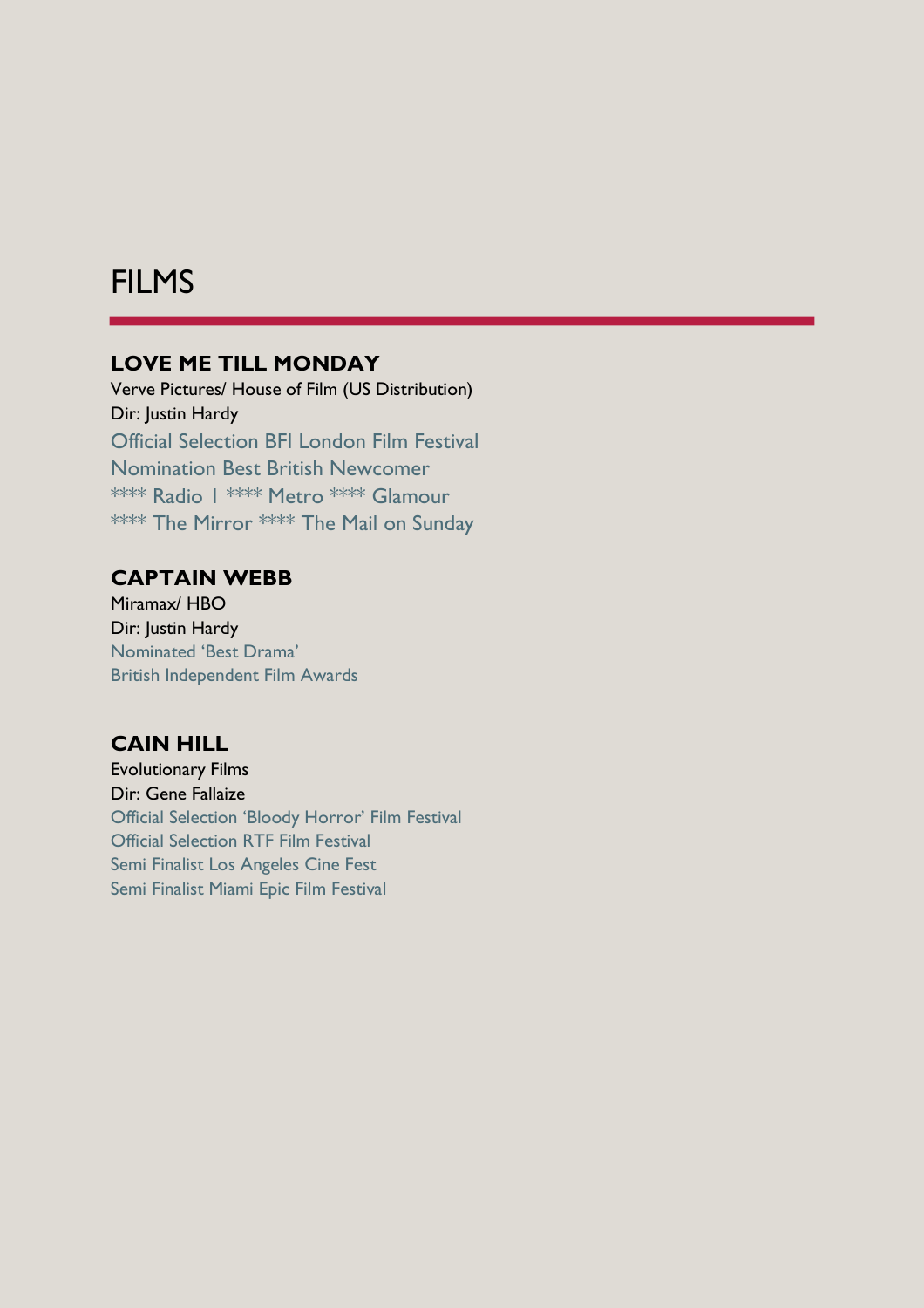# FILMS

## LOVE ME TILL MONDAY

Verve Pictures/ House of Film (US Distribution)
Dir: Justin Hardy
Official Selection BFI London Film Festival
Nomination Best British Newcomer
**** Radio 1 **** Metro **** Glamour
**** The Mirror **** The Mail on Sunday

## CAPTAIN WEBB

Miramax/ HBO
Dir: Justin Hardy
Nominated 'Best Drama'
British Independent Film Awards

## CAIN HILL

Evolutionary Films
Dir: Gene Fallaize
Official Selection 'Bloody Horror' Film Festival
Official Selection RTF Film Festival
Semi Finalist Los Angeles Cine Fest
Semi Finalist Miami Epic Film Festival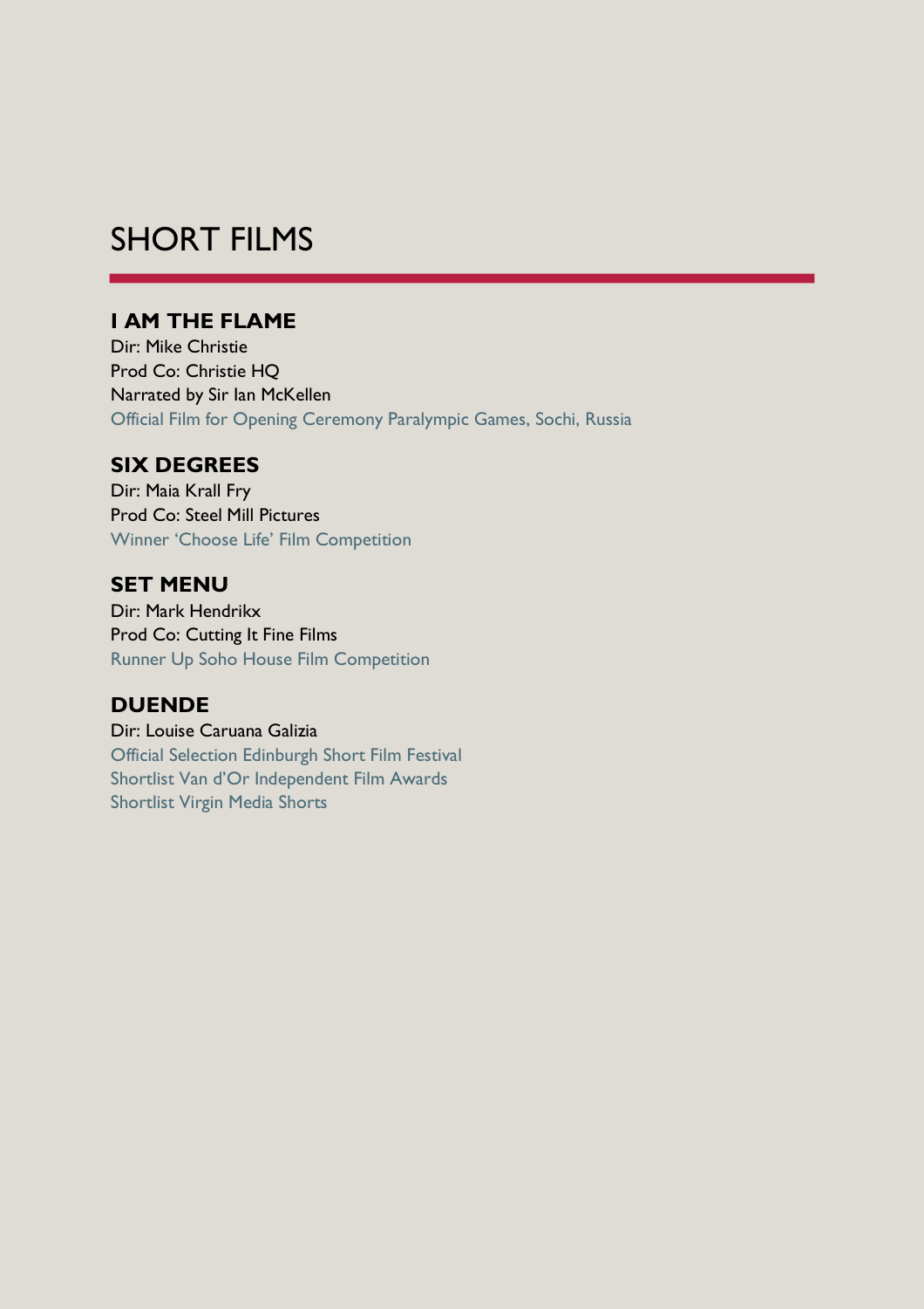# SHORT FILMS

### I AM THE FLAME

Dir: Mike Christie
Prod Co: Christie HQ
Narrated by Sir Ian McKellen
Official Film for Opening Ceremony Paralympic Games, Sochi, Russia

### SIX DEGREES

Dir: Maia Krall Fry
Prod Co: Steel Mill Pictures
Winner 'Choose Life' Film Competition

### SET MENU

Dir: Mark Hendrikx
Prod Co: Cutting It Fine Films
Runner Up Soho House Film Competition

### DUENDE

Dir: Louise Caruana Galizia
Official Selection Edinburgh Short Film Festival
Shortlist Van d'Or Independent Film Awards
Shortlist Virgin Media Shorts